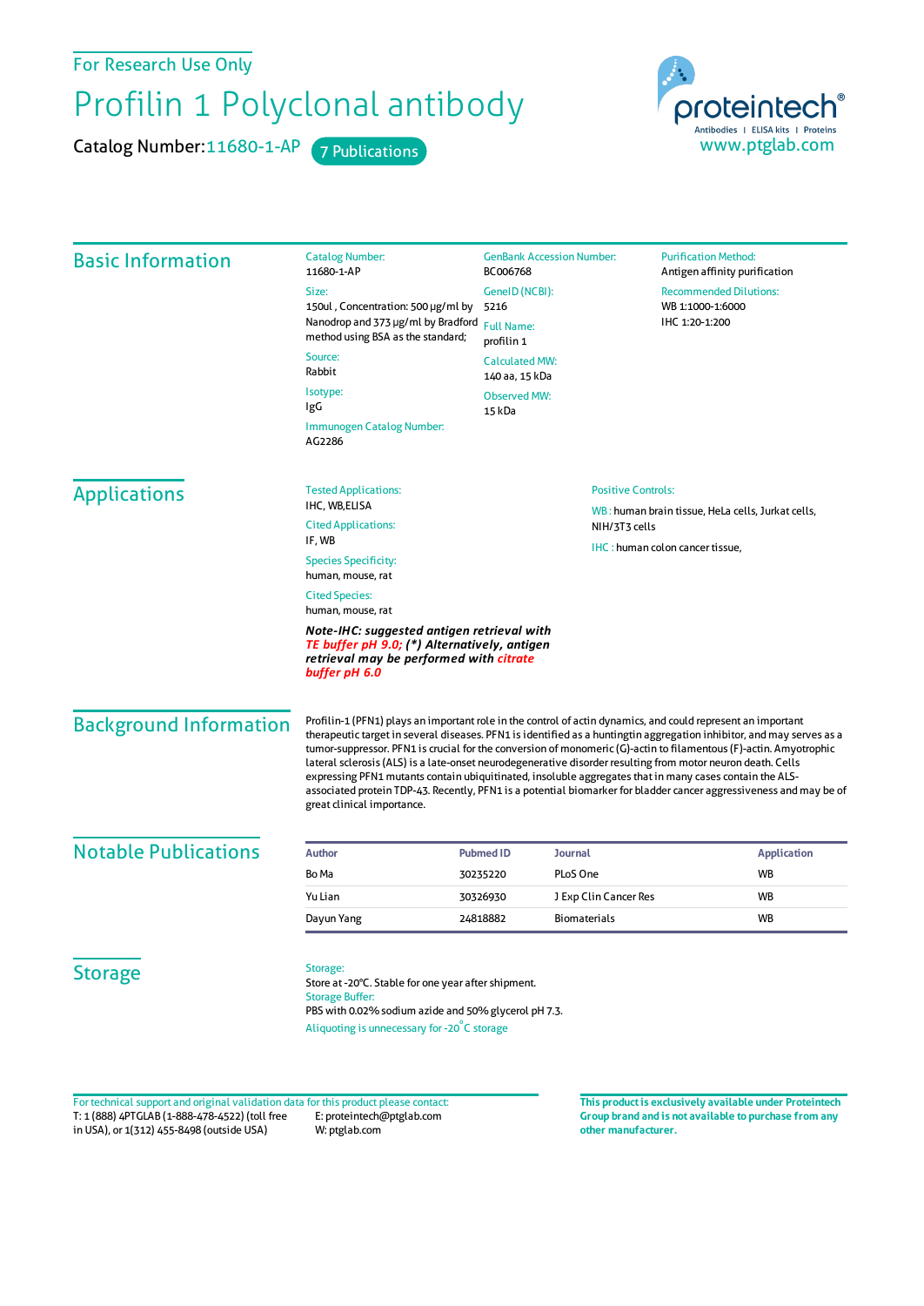For Research Use Only

# Profilin 1 Polyclonal antibody

Catalog Number: 11680-1-AP    7 Publications

proteintech®
Antibodies | ELISA kits | Proteins
www.ptglab.com

## Basic Information

**Catalog Number:**
11680-1-AP

**Size:**
150ul , Concentration: 500 μg/ml by Nanodrop and 373 μg/ml by Bradford method using BSA as the standard;

**Source:**
Rabbit

**Isotype:**
IgG

**Immunogen Catalog Number:**
AG2286

**GenBank Accession Number:**
BC006768

**GeneID (NCBI):**
5216

**Full Name:**
profilin 1

**Calculated MW:**
140 aa, 15 kDa

**Observed MW:**
15 kDa

**Purification Method:**
Antigen affinity purification

**Recommended Dilutions:**
WB 1:1000-1:6000
IHC 1:20-1:200

## Applications

**Tested Applications:**
IHC, WB,ELISA

**Cited Applications:**
IF, WB

**Species Specificity:**
human, mouse, rat

**Cited Species:**
human, mouse, rat

***Note-IHC: suggested antigen retrieval with TE buffer pH 9.0; (\*) Alternatively, antigen retrieval may be performed with citrate buffer pH 6.0***

**Positive Controls:**

WB : human brain tissue, HeLa cells, Jurkat cells, NIH/3T3 cells

IHC : human colon cancer tissue,

## Background Information

Profilin-1 (PFN1) plays an important role in the control of actin dynamics, and could represent an important therapeutic target in several diseases. PFN1 is identified as a huntingtin aggregation inhibitor, and may serves as a tumor-suppressor. PFN1 is crucial for the conversion of monomeric (G)-actin to filamentous (F)-actin. Amyotrophic lateral sclerosis (ALS) is a late-onset neurodegenerative disorder resulting from motor neuron death. Cells expressing PFN1 mutants contain ubiquitinated, insoluble aggregates that in many cases contain the ALS-associated protein TDP-43. Recently, PFN1 is a potential biomarker for bladder cancer aggressiveness and may be of great clinical importance.

## Notable Publications

| Author | Pubmed ID | Journal | Application |
| --- | --- | --- | --- |
| Bo Ma | 30235220 | PLoS One | WB |
| Yu Lian | 30326930 | J Exp Clin Cancer Res | WB |
| Dayun Yang | 24818882 | Biomaterials | WB |

## Storage

**Storage:**
Store at -20°C. Stable for one year after shipment.

**Storage Buffer:**
PBS with 0.02% sodium azide and 50% glycerol pH 7.3.

Aliquoting is unnecessary for -20°C storage

For technical support and original validation data for this product please contact:
T: 1 (888) 4PTGLAB (1-888-478-4522) (toll free in USA), or 1(312) 455-8498 (outside USA)
E: proteintech@ptglab.com
W: ptglab.com

**This product is exclusively available under Proteintech Group brand and is not available to purchase from any other manufacturer.**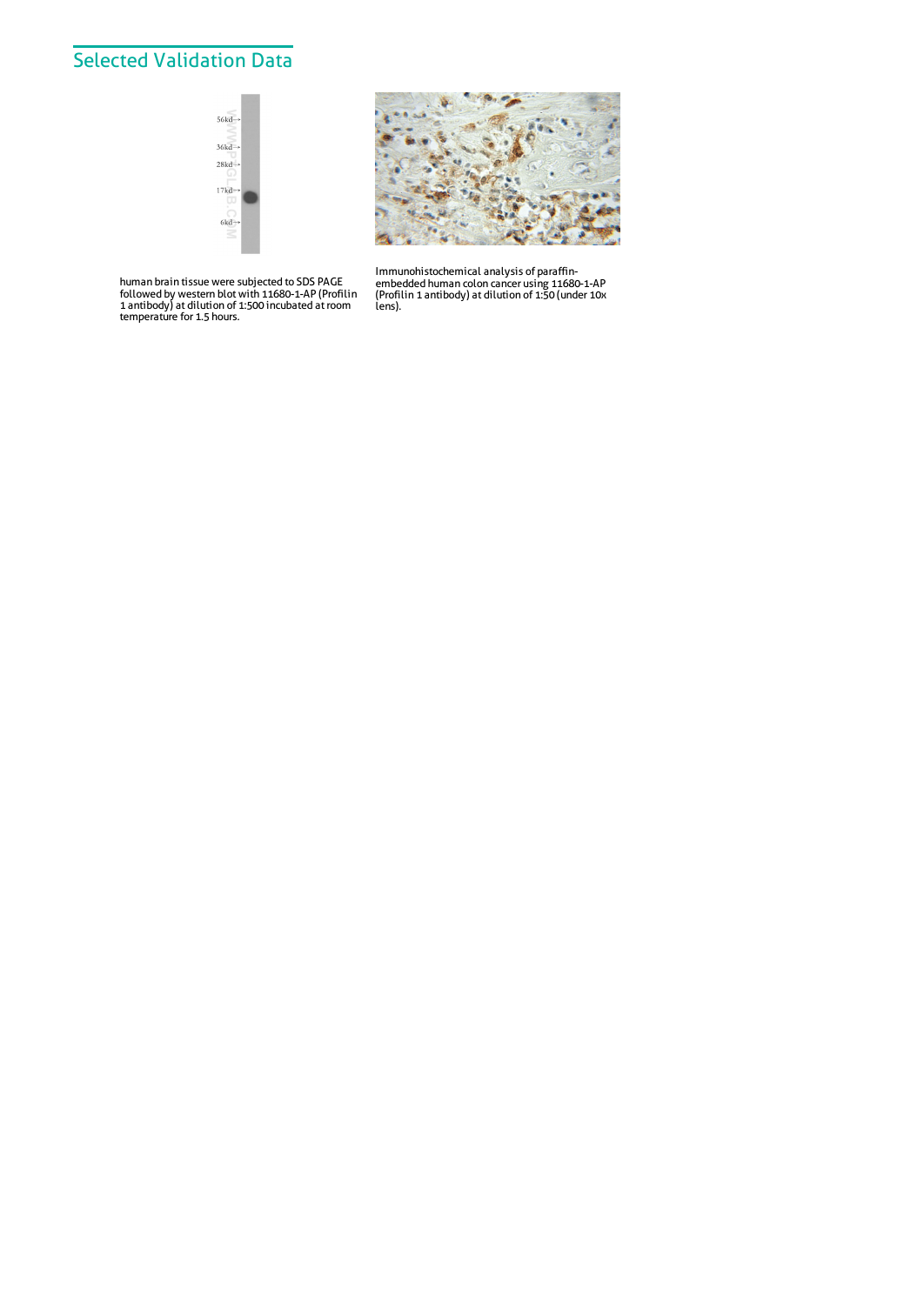## Selected Validation Data

56kd→
36kd→
28kd→
17kd→
6kd→

human brain tissue were subjected to SDS PAGE followed by western blot with 11680-1-AP (Profilin 1 antibody) at dilution of 1:500 incubated at room temperature for 1.5 hours.

Immunohistochemical analysis of paraffin-embedded human colon cancer using 11680-1-AP (Profilin 1 antibody) at dilution of 1:50 (under 10x lens).